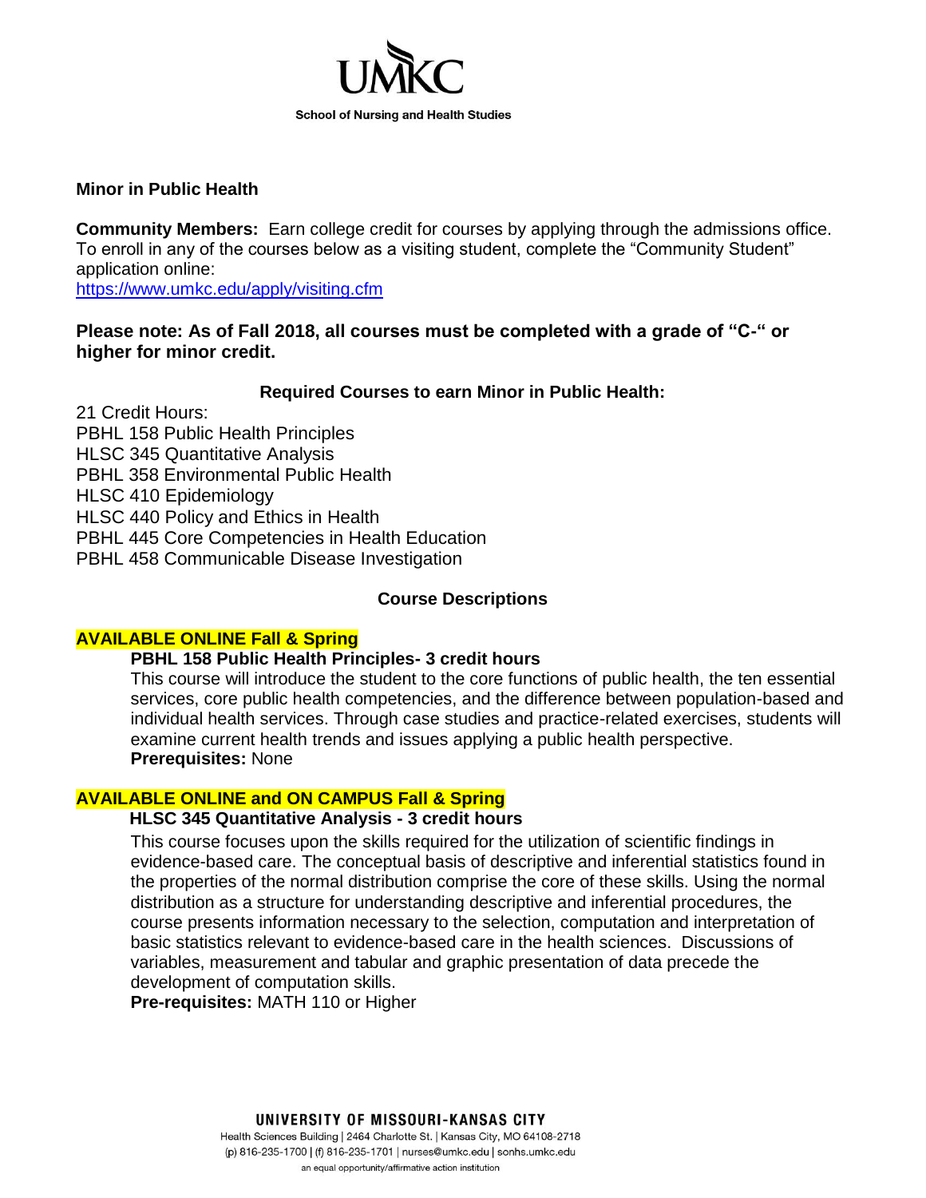UMKC

School of Nursing and Health Studies

**Minor in Public Health**

**Community Members:** Earn college credit for courses by applying through the admissions office. To enroll in any of the courses below as a visiting student, complete the "Community Student" application online:
https://www.umkc.edu/apply/visiting.cfm

**Please note: As of Fall 2018, all courses must be completed with a grade of "C-" or higher for minor credit.**

## Required Courses to earn Minor in Public Health:

21 Credit Hours:
PBHL 158 Public Health Principles
HLSC 345 Quantitative Analysis
PBHL 358 Environmental Public Health
HLSC 410 Epidemiology
HLSC 440 Policy and Ethics in Health
PBHL 445 Core Competencies in Health Education
PBHL 458 Communicable Disease Investigation

## Course Descriptions

**AVAILABLE ONLINE Fall & Spring**

**PBHL 158 Public Health Principles- 3 credit hours**

This course will introduce the student to the core functions of public health, the ten essential services, core public health competencies, and the difference between population-based and individual health services. Through case studies and practice-related exercises, students will examine current health trends and issues applying a public health perspective.
**Prerequisites:** None

**AVAILABLE ONLINE and ON CAMPUS Fall & Spring**

**HLSC 345 Quantitative Analysis - 3 credit hours**

This course focuses upon the skills required for the utilization of scientific findings in evidence-based care. The conceptual basis of descriptive and inferential statistics found in the properties of the normal distribution comprise the core of these skills. Using the normal distribution as a structure for understanding descriptive and inferential procedures, the course presents information necessary to the selection, computation and interpretation of basic statistics relevant to evidence-based care in the health sciences. Discussions of variables, measurement and tabular and graphic presentation of data precede the development of computation skills.
**Pre-requisites:** MATH 110 or Higher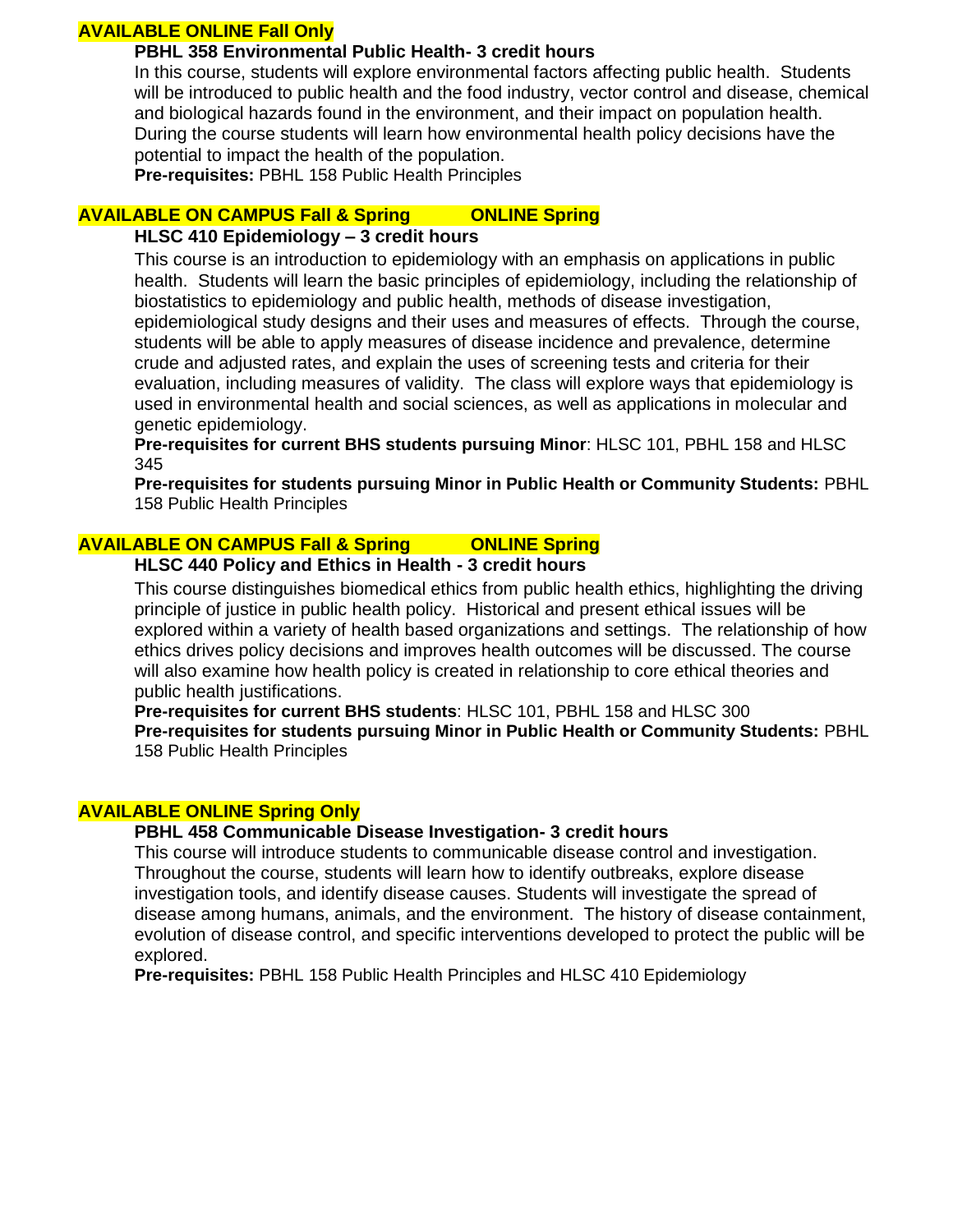**AVAILABLE ONLINE Fall Only**

**PBHL 358 Environmental Public Health- 3 credit hours**

In this course, students will explore environmental factors affecting public health. Students will be introduced to public health and the food industry, vector control and disease, chemical and biological hazards found in the environment, and their impact on population health. During the course students will learn how environmental health policy decisions have the potential to impact the health of the population.

**Pre-requisites:** PBHL 158 Public Health Principles

**AVAILABLE ON CAMPUS Fall & Spring ONLINE Spring**

**HLSC 410 Epidemiology – 3 credit hours**

This course is an introduction to epidemiology with an emphasis on applications in public health. Students will learn the basic principles of epidemiology, including the relationship of biostatistics to epidemiology and public health, methods of disease investigation, epidemiological study designs and their uses and measures of effects. Through the course, students will be able to apply measures of disease incidence and prevalence, determine crude and adjusted rates, and explain the uses of screening tests and criteria for their evaluation, including measures of validity. The class will explore ways that epidemiology is used in environmental health and social sciences, as well as applications in molecular and genetic epidemiology.

**Pre-requisites for current BHS students pursuing Minor**: HLSC 101, PBHL 158 and HLSC 345

**Pre-requisites for students pursuing Minor in Public Health or Community Students:** PBHL 158 Public Health Principles

**AVAILABLE ON CAMPUS Fall & Spring ONLINE Spring**

**HLSC 440 Policy and Ethics in Health - 3 credit hours**

This course distinguishes biomedical ethics from public health ethics, highlighting the driving principle of justice in public health policy. Historical and present ethical issues will be explored within a variety of health based organizations and settings. The relationship of how ethics drives policy decisions and improves health outcomes will be discussed. The course will also examine how health policy is created in relationship to core ethical theories and public health justifications.

**Pre-requisites for current BHS students**: HLSC 101, PBHL 158 and HLSC 300

**Pre-requisites for students pursuing Minor in Public Health or Community Students:** PBHL 158 Public Health Principles

**AVAILABLE ONLINE Spring Only**

**PBHL 458 Communicable Disease Investigation- 3 credit hours**

This course will introduce students to communicable disease control and investigation. Throughout the course, students will learn how to identify outbreaks, explore disease investigation tools, and identify disease causes. Students will investigate the spread of disease among humans, animals, and the environment. The history of disease containment, evolution of disease control, and specific interventions developed to protect the public will be explored.

**Pre-requisites:** PBHL 158 Public Health Principles and HLSC 410 Epidemiology